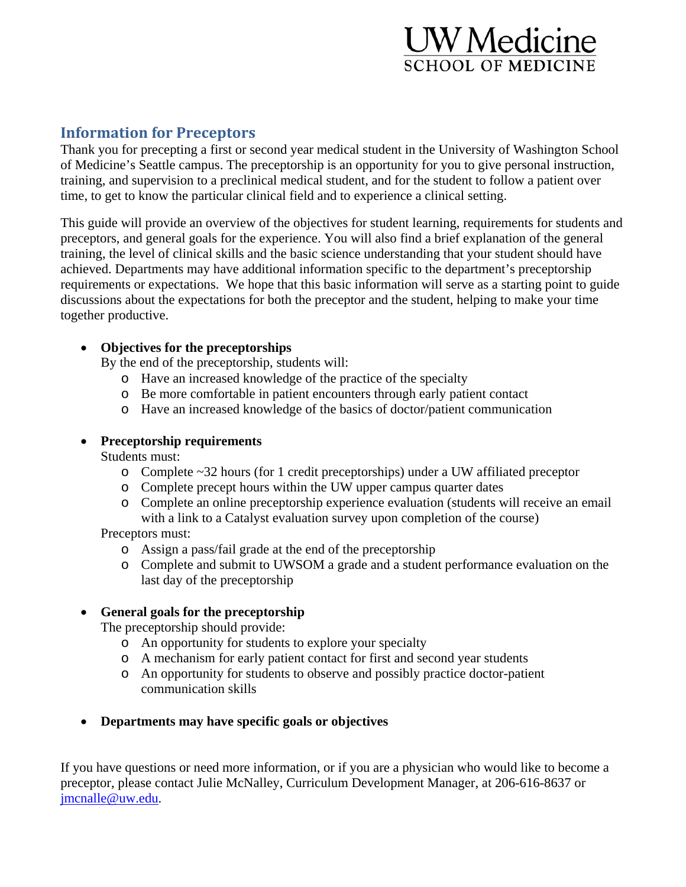UW Medicine
SCHOOL OF MEDICINE

## Information for Preceptors

Thank you for precepting a first or second year medical student in the University of Washington School of Medicine's Seattle campus. The preceptorship is an opportunity for you to give personal instruction, training, and supervision to a preclinical medical student, and for the student to follow a patient over time, to get to know the particular clinical field and to experience a clinical setting.

This guide will provide an overview of the objectives for student learning, requirements for students and preceptors, and general goals for the experience. You will also find a brief explanation of the general training, the level of clinical skills and the basic science understanding that your student should have achieved. Departments may have additional information specific to the department's preceptorship requirements or expectations. We hope that this basic information will serve as a starting point to guide discussions about the expectations for both the preceptor and the student, helping to make your time together productive.

- **Objectives for the preceptorships**

  By the end of the preceptorship, students will:
  - Have an increased knowledge of the practice of the specialty
  - Be more comfortable in patient encounters through early patient contact
  - Have an increased knowledge of the basics of doctor/patient communication

- **Preceptorship requirements**

  Students must:
  - Complete ~32 hours (for 1 credit preceptorships) under a UW affiliated preceptor
  - Complete precept hours within the UW upper campus quarter dates
  - Complete an online preceptorship experience evaluation (students will receive an email with a link to a Catalyst evaluation survey upon completion of the course)

  Preceptors must:
  - Assign a pass/fail grade at the end of the preceptorship
  - Complete and submit to UWSOM a grade and a student performance evaluation on the last day of the preceptorship

- **General goals for the preceptorship**

  The preceptorship should provide:
  - An opportunity for students to explore your specialty
  - A mechanism for early patient contact for first and second year students
  - An opportunity for students to observe and possibly practice doctor-patient communication skills

- **Departments may have specific goals or objectives**

If you have questions or need more information, or if you are a physician who would like to become a preceptor, please contact Julie McNalley, Curriculum Development Manager, at 206-616-8637 or jmcnalle@uw.edu.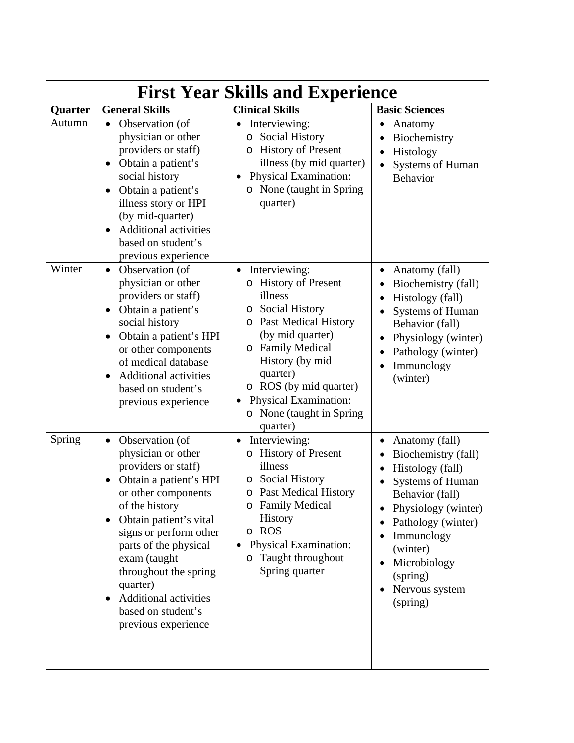# First Year Skills and Experience

| Quarter | General Skills | Clinical Skills | Basic Sciences |
|---|---|---|---|
| Autumn | • Observation (of physician or other providers or staff)<br>• Obtain a patient's social history<br>• Obtain a patient's illness story or HPI (by mid-quarter)<br>• Additional activities based on student's previous experience | • Interviewing:<br>o Social History<br>o History of Present illness (by mid quarter)<br>• Physical Examination:<br>o None (taught in Spring quarter) | • Anatomy<br>• Biochemistry<br>• Histology<br>• Systems of Human Behavior |
| Winter | • Observation (of physician or other providers or staff)<br>• Obtain a patient's social history<br>• Obtain a patient's HPI or other components of medical database<br>• Additional activities based on student's previous experience | • Interviewing:<br>o History of Present illness<br>o Social History<br>o Past Medical History (by mid quarter)<br>o Family Medical History (by mid quarter)<br>o ROS (by mid quarter)<br>• Physical Examination:<br>o None (taught in Spring quarter) | • Anatomy (fall)<br>• Biochemistry (fall)<br>• Histology (fall)<br>• Systems of Human Behavior (fall)<br>• Physiology (winter)<br>• Pathology (winter)<br>• Immunology (winter) |
| Spring | • Observation (of physician or other providers or staff)<br>• Obtain a patient's HPI or other components of the history<br>• Obtain patient's vital signs or perform other parts of the physical exam (taught throughout the spring quarter)<br>• Additional activities based on student's previous experience | • Interviewing:<br>o History of Present illness<br>o Social History<br>o Past Medical History<br>o Family Medical History<br>o ROS<br>• Physical Examination:<br>o Taught throughout Spring quarter | • Anatomy (fall)<br>• Biochemistry (fall)<br>• Histology (fall)<br>• Systems of Human Behavior (fall)<br>• Physiology (winter)<br>• Pathology (winter)<br>• Immunology (winter)<br>• Microbiology (spring)<br>• Nervous system (spring) |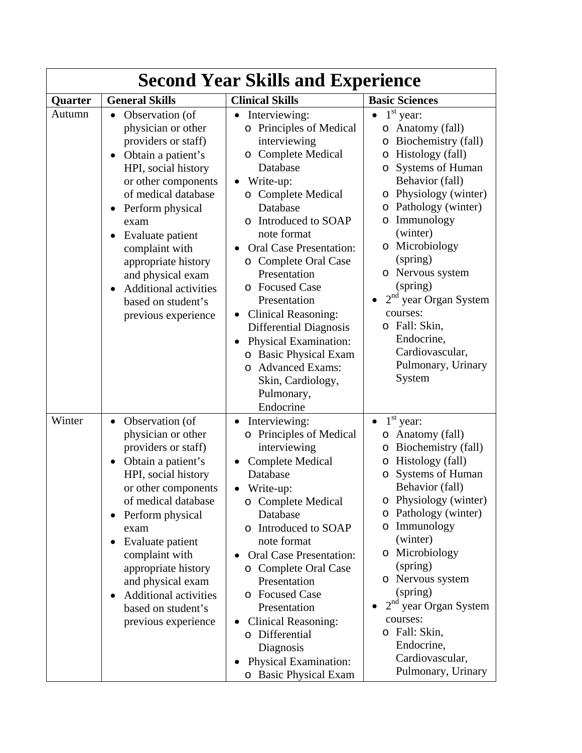| Second Year Skills and Experience | | | |
|---|---|---|---|
| **Quarter** | **General Skills** | **Clinical Skills** | **Basic Sciences** |
| Autumn | • Observation (of physician or other providers or staff)<br>• Obtain a patient's HPI, social history or other components of medical database<br>• Perform physical exam<br>• Evaluate patient complaint with appropriate history and physical exam<br>• Additional activities based on student's previous experience | • Interviewing:<br>o Principles of Medical interviewing<br>o Complete Medical Database<br>• Write-up:<br>o Complete Medical Database<br>o Introduced to SOAP note format<br>• Oral Case Presentation:<br>o Complete Oral Case Presentation<br>o Focused Case Presentation<br>• Clinical Reasoning: Differential Diagnosis<br>• Physical Examination:<br>o Basic Physical Exam<br>o Advanced Exams: Skin, Cardiology, Pulmonary, Endocrine | • 1st year:<br>o Anatomy (fall)<br>o Biochemistry (fall)<br>o Histology (fall)<br>o Systems of Human Behavior (fall)<br>o Physiology (winter)<br>o Pathology (winter)<br>o Immunology (winter)<br>o Microbiology (spring)<br>o Nervous system (spring)<br>• 2nd year Organ System courses:<br>o Fall: Skin, Endocrine, Cardiovascular, Pulmonary, Urinary System |
| Winter | • Observation (of physician or other providers or staff)<br>• Obtain a patient's HPI, social history or other components of medical database<br>• Perform physical exam<br>• Evaluate patient complaint with appropriate history and physical exam<br>• Additional activities based on student's previous experience | • Interviewing:<br>o Principles of Medical interviewing<br>• Complete Medical Database<br>• Write-up:<br>o Complete Medical Database<br>o Introduced to SOAP note format<br>• Oral Case Presentation:<br>o Complete Oral Case Presentation<br>o Focused Case Presentation<br>• Clinical Reasoning:<br>o Differential Diagnosis<br>• Physical Examination:<br>o Basic Physical Exam | • 1st year:<br>o Anatomy (fall)<br>o Biochemistry (fall)<br>o Histology (fall)<br>o Systems of Human Behavior (fall)<br>o Physiology (winter)<br>o Pathology (winter)<br>o Immunology (winter)<br>o Microbiology (spring)<br>o Nervous system (spring)<br>• 2nd year Organ System courses:<br>o Fall: Skin, Endocrine, Cardiovascular, Pulmonary, Urinary |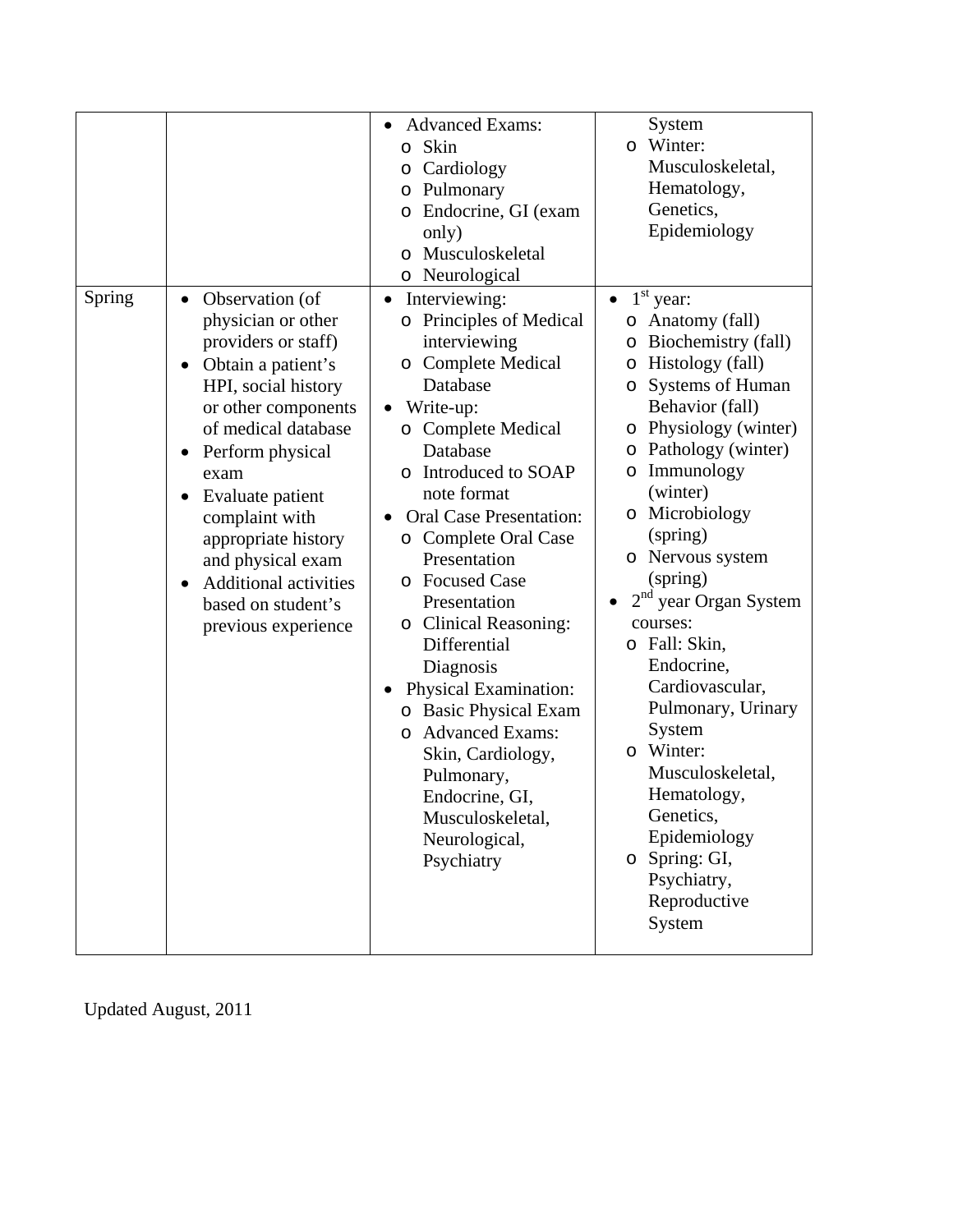| | | | |
|---|---|---|---|
| | | • Advanced Exams:<br>o Skin<br>o Cardiology<br>o Pulmonary<br>o Endocrine, GI (exam only)<br>o Musculoskeletal<br>o Neurological | System<br>o Winter: Musculoskeletal, Hematology, Genetics, Epidemiology |
| Spring | • Observation (of physician or other providers or staff)<br>• Obtain a patient's HPI, social history or other components of medical database<br>• Perform physical exam<br>• Evaluate patient complaint with appropriate history and physical exam<br>• Additional activities based on student's previous experience | • Interviewing:<br>o Principles of Medical interviewing<br>o Complete Medical Database<br>• Write-up:<br>o Complete Medical Database<br>o Introduced to SOAP note format<br>• Oral Case Presentation:<br>o Complete Oral Case Presentation<br>o Focused Case Presentation<br>o Clinical Reasoning: Differential Diagnosis<br>• Physical Examination:<br>o Basic Physical Exam<br>o Advanced Exams: Skin, Cardiology, Pulmonary, Endocrine, GI, Musculoskeletal, Neurological, Psychiatry | • 1st year:<br>o Anatomy (fall)<br>o Biochemistry (fall)<br>o Histology (fall)<br>o Systems of Human Behavior (fall)<br>o Physiology (winter)<br>o Pathology (winter)<br>o Immunology (winter)<br>o Microbiology (spring)<br>o Nervous system (spring)<br>• 2nd year Organ System courses:<br>o Fall: Skin, Endocrine, Cardiovascular, Pulmonary, Urinary System<br>o Winter: Musculoskeletal, Hematology, Genetics, Epidemiology<br>o Spring: GI, Psychiatry, Reproductive System |

Updated August, 2011